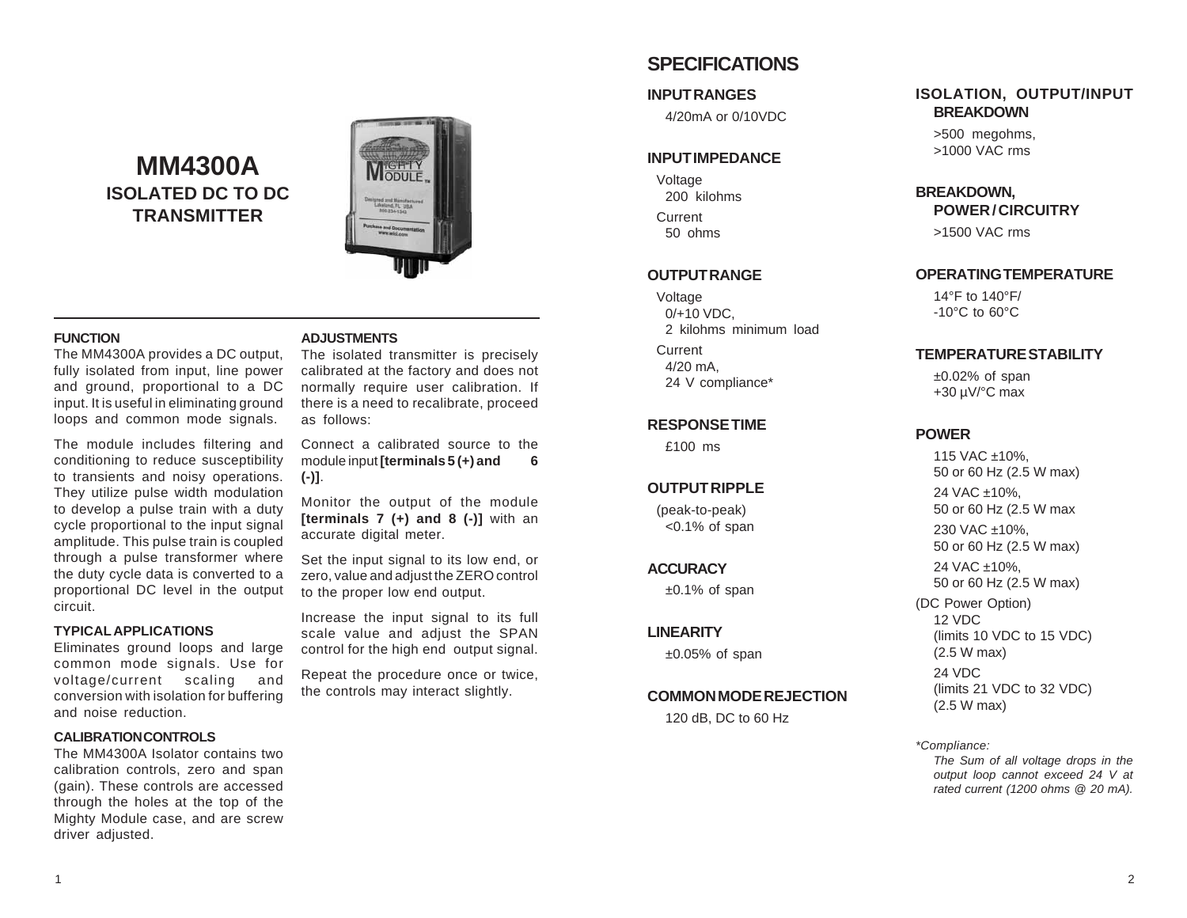# MM4300A

## ISOLATED DC TO DC TRANSMITTER

### FUNCTION

The MM4300A provides a DC output, fully isolated from input, line power and ground, proportional to a DC input. It is useful in eliminating ground loops and common mode signals.

The module includes filtering and conditioning to reduce susceptibility to transients and noisy operations. They utilize pulse width modulation to develop a pulse train with a duty cycle proportional to the input signal amplitude. This pulse train is coupled through a pulse transformer where the duty cycle data is converted to a proportional DC level in the output circuit.

### TYPICAL APPLICATIONS

Eliminates ground loops and large common mode signals. Use for voltage/current scaling and conversion with isolation for buffering and noise reduction.

### CALIBRATION CONTROLS

The MM4300A Isolator contains two calibration controls, zero and span (gain). These controls are accessed through the holes at the top of the Mighty Module case, and are screw driver adjusted.

### ADJUSTMENTS

The isolated transmitter is precisely calibrated at the factory and does not normally require user calibration. If there is a need to recalibrate, proceed as follows:

Connect a calibrated source to the module input **[terminals 5 (+) and 6 (-)]**.

Monitor the output of the module **[terminals 7 (+) and 8 (-)]** with an accurate digital meter.

Set the input signal to its low end, or zero, value and adjust the ZERO control to the proper low end output.

Increase the input signal to its full scale value and adjust the SPAN control for the high end output signal.

Repeat the procedure once or twice, the controls may interact slightly.

## SPECIFICATIONS

### INPUT RANGES

4/20mA or 0/10VDC

### INPUT IMPEDANCE

Voltage
200 kilohms

Current
50 ohms

### OUTPUT RANGE

Voltage
0/+10 VDC,
2 kilohms minimum load

Current
4/20 mA,
24 V compliance*

### RESPONSE TIME

£100 ms

### OUTPUT RIPPLE

(peak-to-peak)
<0.1% of span

### ACCURACY

±0.1% of span

### LINEARITY

±0.05% of span

### COMMON MODE REJECTION

120 dB, DC to 60 Hz

### ISOLATION, OUTPUT/INPUT BREAKDOWN

>500 megohms,
>1000 VAC rms

### BREAKDOWN, POWER / CIRCUITRY

>1500 VAC rms

### OPERATING TEMPERATURE

14°F to 140°F/
-10°C to 60°C

### TEMPERATURE STABILITY

±0.02% of span
+30 µV/°C max

### POWER

115 VAC ±10%,
50 or 60 Hz (2.5 W max)

24 VAC ±10%,
50 or 60 Hz (2.5 W max

230 VAC ±10%,
50 or 60 Hz (2.5 W max)

24 VAC ±10%,
50 or 60 Hz (2.5 W max)

(DC Power Option)
12 VDC
(limits 10 VDC to 15 VDC)
(2.5 W max)

24 VDC
(limits 21 VDC to 32 VDC)
(2.5 W max)

*\*Compliance:*
*The Sum of all voltage drops in the output loop cannot exceed 24 V at rated current (1200 ohms @ 20 mA).*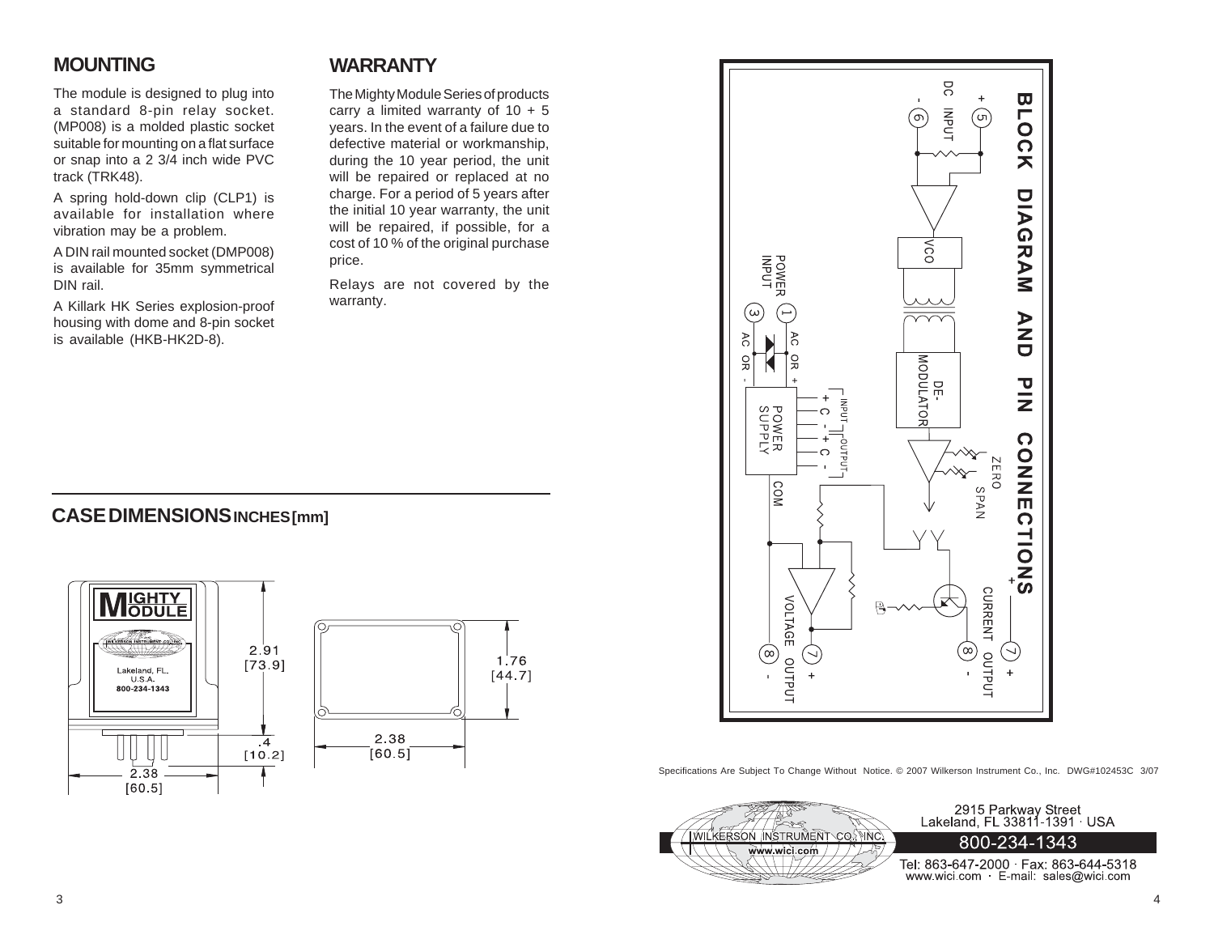## MOUNTING

The module is designed to plug into a standard 8-pin relay socket. (MP008) is a molded plastic socket suitable for mounting on a flat surface or snap into a 2 3/4 inch wide PVC track (TRK48).

A spring hold-down clip (CLP1) is available for installation where vibration may be a problem.

A DIN rail mounted socket (DMP008) is available for 35mm symmetrical DIN rail.

A Killark HK Series explosion-proof housing with dome and 8-pin socket is available (HKB-HK2D-8).

## WARRANTY

The Mighty Module Series of products carry a limited warranty of 10 + 5 years. In the event of a failure due to defective material or workmanship, during the 10 year period, the unit will be repaired or replaced at no charge. For a period of 5 years after the initial 10 year warranty, the unit will be repaired, if possible, for a cost of 10 % of the original purchase price.

Relays are not covered by the warranty.

## CASE DIMENSIONS INCHES [mm]

MIGHTY MODULE
WILKERSON INSTRUMENT CO., INC.
Lakeland, FL.
U.S.A.
800-234-1343

2.91
[73.9]

.4
[10.2]

2.38
[60.5]

1.76
[44.7]

2.38
[60.5]

## BLOCK DIAGRAM AND PIN CONNECTIONS

DC INPUT
+ 5
- 6

VCO

DE-MODULATOR

ZERO
SPAN

POWER INPUT
1 AC OR +
3 AC OR -

POWER SUPPLY

INPUT + C -
OUTPUT + C -

COM

CURRENT OUTPUT
7 +
8 -

VOLTAGE OUTPUT
7 +
8 -

Specifications Are Subject To Change Without Notice. © 2007 Wilkerson Instrument Co., Inc. DWG#102453C 3/07

WILKERSON INSTRUMENT CO., INC.
www.wici.com

2915 Parkway Street
Lakeland, FL 33811-1391 · USA
800-234-1343
Tel: 863-647-2000 · Fax: 863-644-5318
www.wici.com · E-mail: sales@wici.com